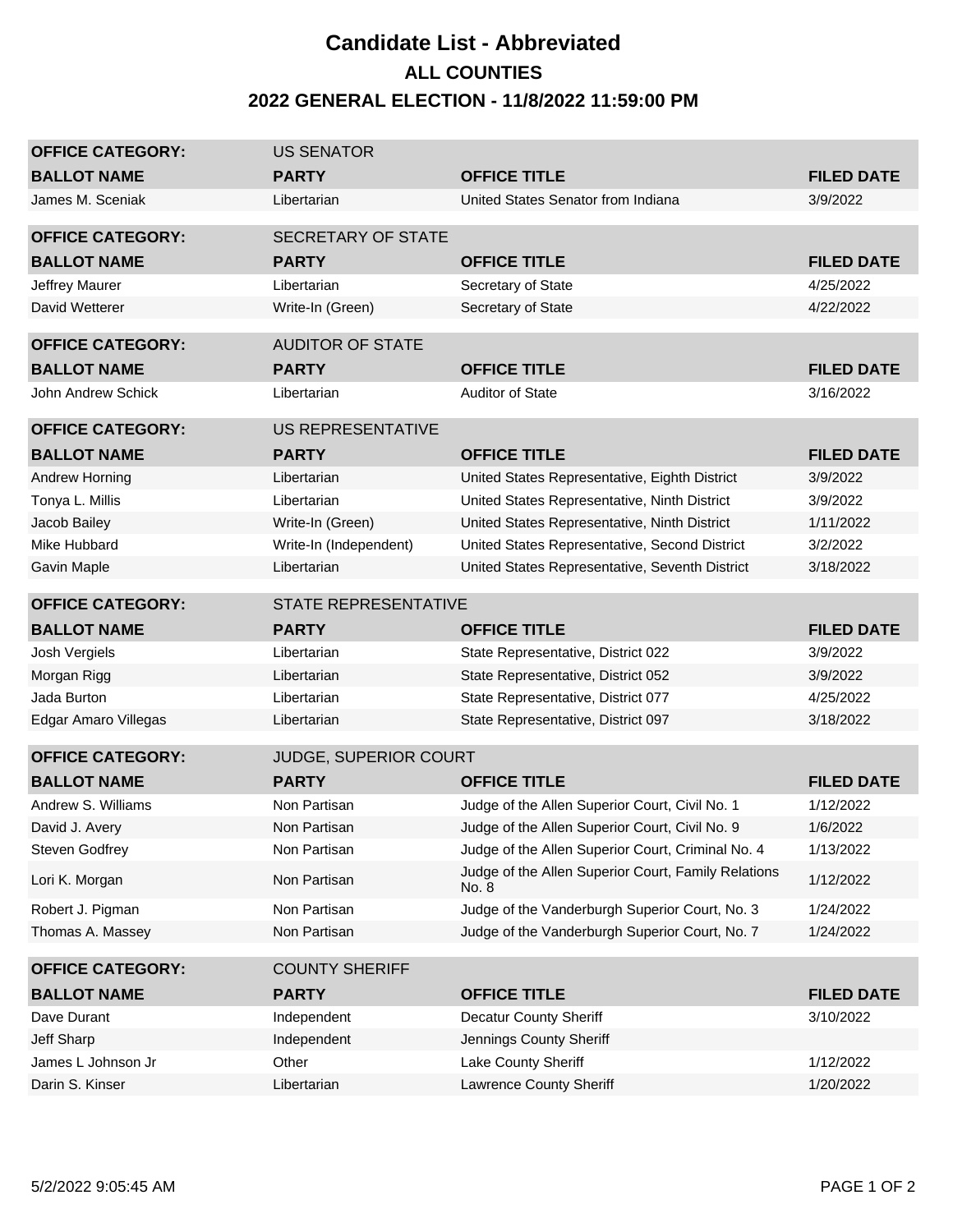# Candidate List - Abbreviated

## ALL COUNTIES

## 2022 GENERAL ELECTION - 11/8/2022 11:59:00 PM

**OFFICE CATEGORY:** US SENATOR

| BALLOT NAME | PARTY | OFFICE TITLE | FILED DATE |
|---|---|---|---|
| James M. Sceniak | Libertarian | United States Senator from Indiana | 3/9/2022 |

**OFFICE CATEGORY:** SECRETARY OF STATE

| BALLOT NAME | PARTY | OFFICE TITLE | FILED DATE |
|---|---|---|---|
| Jeffrey Maurer | Libertarian | Secretary of State | 4/25/2022 |
| David Wetterer | Write-In (Green) | Secretary of State | 4/22/2022 |

**OFFICE CATEGORY:** AUDITOR OF STATE

| BALLOT NAME | PARTY | OFFICE TITLE | FILED DATE |
|---|---|---|---|
| John Andrew Schick | Libertarian | Auditor of State | 3/16/2022 |

**OFFICE CATEGORY:** US REPRESENTATIVE

| BALLOT NAME | PARTY | OFFICE TITLE | FILED DATE |
|---|---|---|---|
| Andrew Horning | Libertarian | United States Representative, Eighth District | 3/9/2022 |
| Tonya L. Millis | Libertarian | United States Representative, Ninth District | 3/9/2022 |
| Jacob Bailey | Write-In (Green) | United States Representative, Ninth District | 1/11/2022 |
| Mike Hubbard | Write-In (Independent) | United States Representative, Second District | 3/2/2022 |
| Gavin Maple | Libertarian | United States Representative, Seventh District | 3/18/2022 |

**OFFICE CATEGORY:** STATE REPRESENTATIVE

| BALLOT NAME | PARTY | OFFICE TITLE | FILED DATE |
|---|---|---|---|
| Josh Vergiels | Libertarian | State Representative, District 022 | 3/9/2022 |
| Morgan Rigg | Libertarian | State Representative, District 052 | 3/9/2022 |
| Jada Burton | Libertarian | State Representative, District 077 | 4/25/2022 |
| Edgar Amaro Villegas | Libertarian | State Representative, District 097 | 3/18/2022 |

**OFFICE CATEGORY:** JUDGE, SUPERIOR COURT

| BALLOT NAME | PARTY | OFFICE TITLE | FILED DATE |
|---|---|---|---|
| Andrew S. Williams | Non Partisan | Judge of the Allen Superior Court, Civil No. 1 | 1/12/2022 |
| David J. Avery | Non Partisan | Judge of the Allen Superior Court, Civil No. 9 | 1/6/2022 |
| Steven Godfrey | Non Partisan | Judge of the Allen Superior Court, Criminal No. 4 | 1/13/2022 |
| Lori K. Morgan | Non Partisan | Judge of the Allen Superior Court, Family Relations No. 8 | 1/12/2022 |
| Robert J. Pigman | Non Partisan | Judge of the Vanderburgh Superior Court, No. 3 | 1/24/2022 |
| Thomas A. Massey | Non Partisan | Judge of the Vanderburgh Superior Court, No. 7 | 1/24/2022 |

**OFFICE CATEGORY:** COUNTY SHERIFF

| BALLOT NAME | PARTY | OFFICE TITLE | FILED DATE |
|---|---|---|---|
| Dave Durant | Independent | Decatur County Sheriff | 3/10/2022 |
| Jeff Sharp | Independent | Jennings County Sheriff | |
| James L Johnson Jr | Other | Lake County Sheriff | 1/12/2022 |
| Darin S. Kinser | Libertarian | Lawrence County Sheriff | 1/20/2022 |

5/2/2022 9:05:45 AM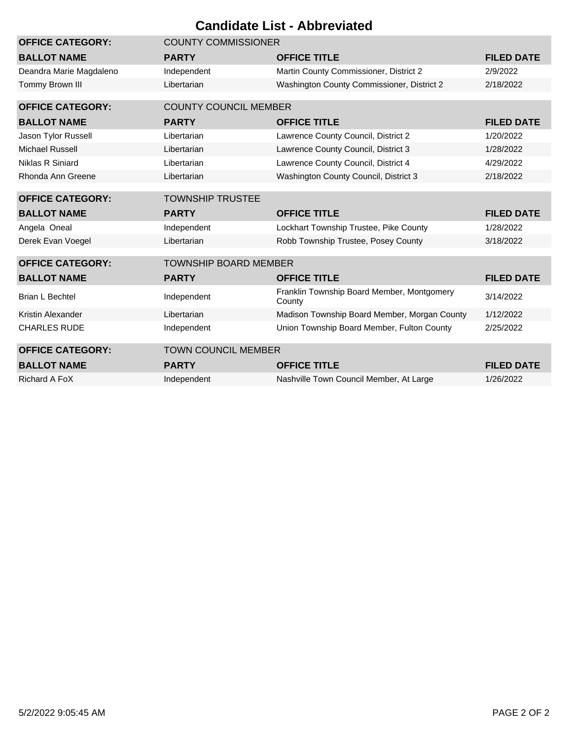# Candidate List - Abbreviated

| OFFICE CATEGORY: | COUNTY COMMISSIONER | | |
|---|---|---|---|
| **BALLOT NAME** | **PARTY** | **OFFICE TITLE** | **FILED DATE** |
| Deandra Marie Magdaleno | Independent | Martin County Commissioner, District 2 | 2/9/2022 |
| Tommy Brown III | Libertarian | Washington County Commissioner, District 2 | 2/18/2022 |

| OFFICE CATEGORY: | COUNTY COUNCIL MEMBER | | |
|---|---|---|---|
| **BALLOT NAME** | **PARTY** | **OFFICE TITLE** | **FILED DATE** |
| Jason Tylor Russell | Libertarian | Lawrence County Council, District 2 | 1/20/2022 |
| Michael Russell | Libertarian | Lawrence County Council, District 3 | 1/28/2022 |
| Niklas R Siniard | Libertarian | Lawrence County Council, District 4 | 4/29/2022 |
| Rhonda Ann Greene | Libertarian | Washington County Council, District 3 | 2/18/2022 |

| OFFICE CATEGORY: | TOWNSHIP TRUSTEE | | |
|---|---|---|---|
| **BALLOT NAME** | **PARTY** | **OFFICE TITLE** | **FILED DATE** |
| Angela Oneal | Independent | Lockhart Township Trustee, Pike County | 1/28/2022 |
| Derek Evan Voegel | Libertarian | Robb Township Trustee, Posey County | 3/18/2022 |

| OFFICE CATEGORY: | TOWNSHIP BOARD MEMBER | | |
|---|---|---|---|
| **BALLOT NAME** | **PARTY** | **OFFICE TITLE** | **FILED DATE** |
| Brian L Bechtel | Independent | Franklin Township Board Member, Montgomery County | 3/14/2022 |
| Kristin Alexander | Libertarian | Madison Township Board Member, Morgan County | 1/12/2022 |
| CHARLES RUDE | Independent | Union Township Board Member, Fulton County | 2/25/2022 |

| OFFICE CATEGORY: | TOWN COUNCIL MEMBER | | |
|---|---|---|---|
| **BALLOT NAME** | **PARTY** | **OFFICE TITLE** | **FILED DATE** |
| Richard A FoX | Independent | Nashville Town Council Member, At Large | 1/26/2022 |

5/2/2022 9:05:45 AM